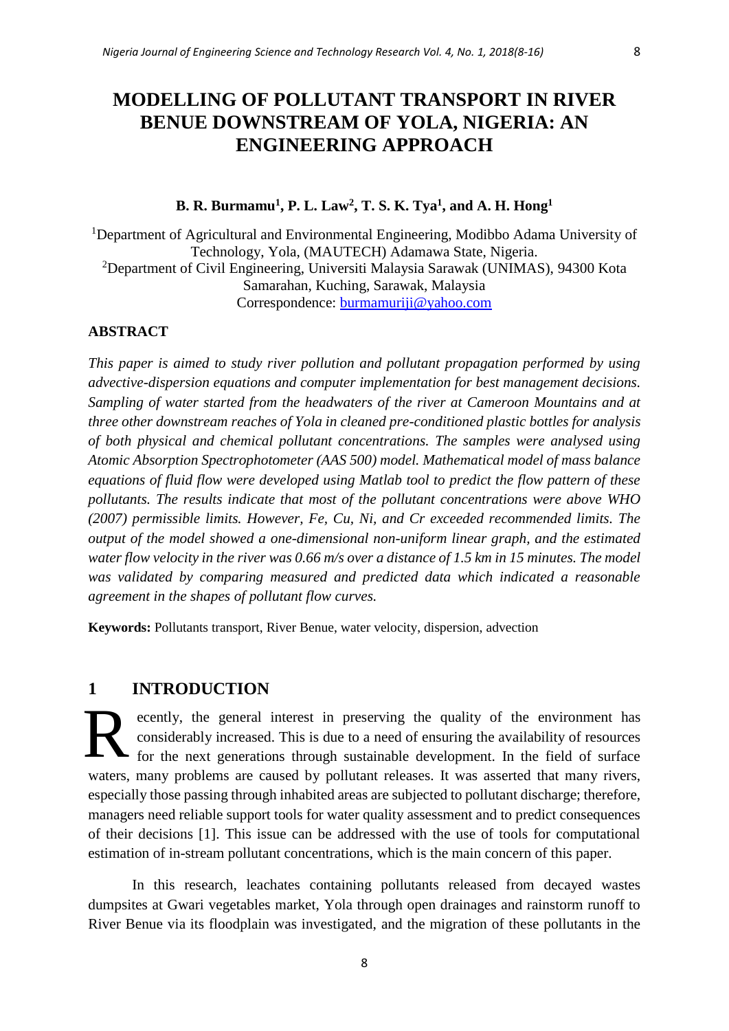# MODELLING OF POLLUTANT TRANSPORT IN RIVER BENUE DOWNSTREAM OF YOLA, NIGERIA: AN ENGINEERING APPROACH

**B. R. Burmamu[1], P. L. Law[2], T. S. K. Tya[1], and A. H. Hong[1]**

[1]Department of Agricultural and Environmental Engineering, Modibbo Adama University of Technology, Yola, (MAUTECH) Adamawa State, Nigeria.
[2]Department of Civil Engineering, Universiti Malaysia Sarawak (UNIMAS), 94300 Kota Samarahan, Kuching, Sarawak, Malaysia
Correspondence: burmamuriji@yahoo.com

**ABSTRACT**

*This paper is aimed to study river pollution and pollutant propagation performed by using advective-dispersion equations and computer implementation for best management decisions. Sampling of water started from the headwaters of the river at Cameroon Mountains and at three other downstream reaches of Yola in cleaned pre-conditioned plastic bottles for analysis of both physical and chemical pollutant concentrations. The samples were analysed using Atomic Absorption Spectrophotometer (AAS 500) model. Mathematical model of mass balance equations of fluid flow were developed using Matlab tool to predict the flow pattern of these pollutants. The results indicate that most of the pollutant concentrations were above WHO (2007) permissible limits. However, Fe, Cu, Ni, and Cr exceeded recommended limits. The output of the model showed a one-dimensional non-uniform linear graph, and the estimated water flow velocity in the river was 0.66 m/s over a distance of 1.5 km in 15 minutes. The model was validated by comparing measured and predicted data which indicated a reasonable agreement in the shapes of pollutant flow curves.*

**Keywords:** Pollutants transport, River Benue, water velocity, dispersion, advection

## 1 INTRODUCTION

Recently, the general interest in preserving the quality of the environment has considerably increased. This is due to a need of ensuring the availability of resources for the next generations through sustainable development. In the field of surface waters, many problems are caused by pollutant releases. It was asserted that many rivers, especially those passing through inhabited areas are subjected to pollutant discharge; therefore, managers need reliable support tools for water quality assessment and to predict consequences of their decisions [1]. This issue can be addressed with the use of tools for computational estimation of in-stream pollutant concentrations, which is the main concern of this paper.

In this research, leachates containing pollutants released from decayed wastes dumpsites at Gwari vegetables market, Yola through open drainages and rainstorm runoff to River Benue via its floodplain was investigated, and the migration of these pollutants in the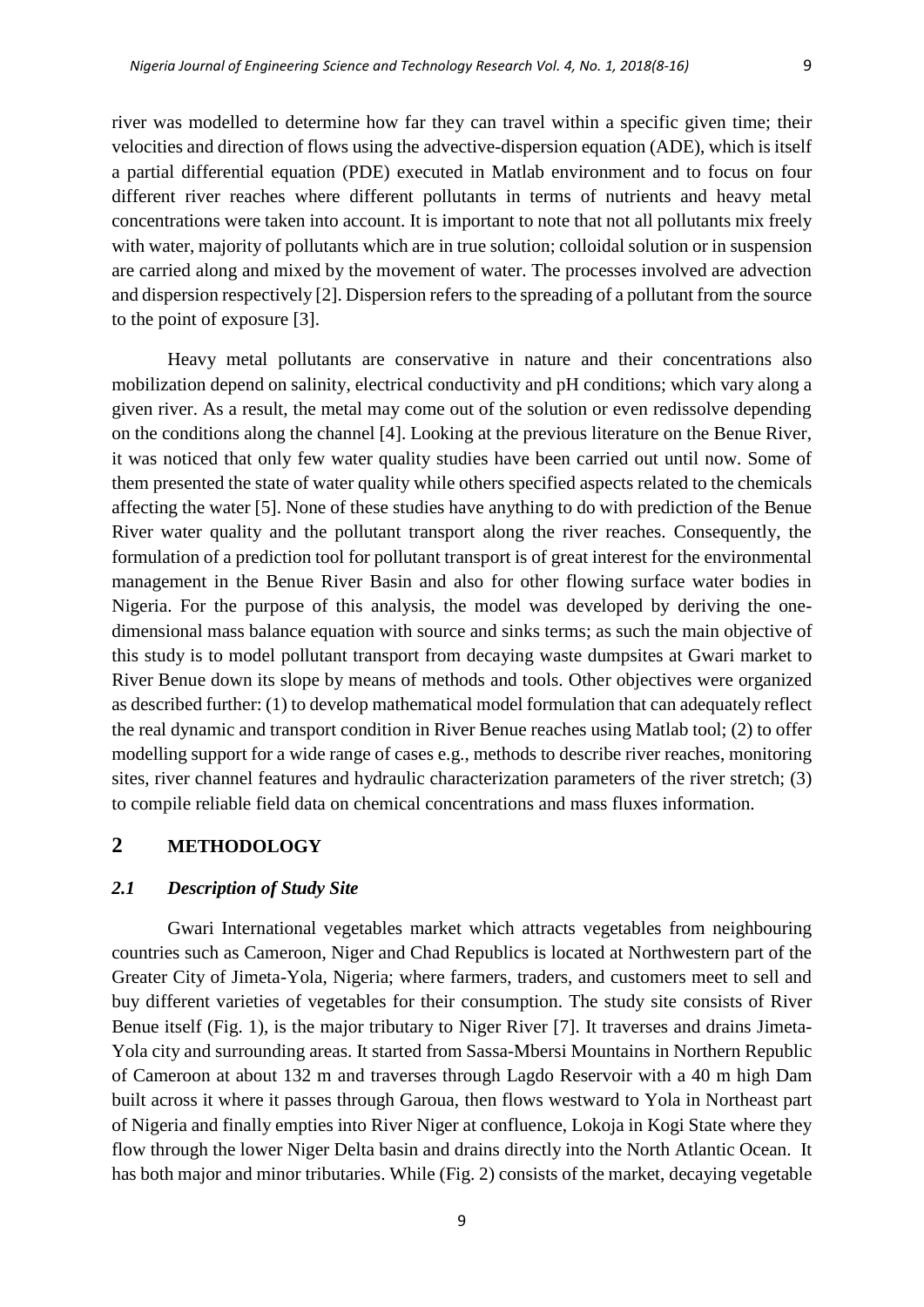river was modelled to determine how far they can travel within a specific given time; their velocities and direction of flows using the advective-dispersion equation (ADE), which is itself a partial differential equation (PDE) executed in Matlab environment and to focus on four different river reaches where different pollutants in terms of nutrients and heavy metal concentrations were taken into account. It is important to note that not all pollutants mix freely with water, majority of pollutants which are in true solution; colloidal solution or in suspension are carried along and mixed by the movement of water. The processes involved are advection and dispersion respectively [2]. Dispersion refers to the spreading of a pollutant from the source to the point of exposure [3].

Heavy metal pollutants are conservative in nature and their concentrations also mobilization depend on salinity, electrical conductivity and pH conditions; which vary along a given river. As a result, the metal may come out of the solution or even redissolve depending on the conditions along the channel [4]. Looking at the previous literature on the Benue River, it was noticed that only few water quality studies have been carried out until now. Some of them presented the state of water quality while others specified aspects related to the chemicals affecting the water [5]. None of these studies have anything to do with prediction of the Benue River water quality and the pollutant transport along the river reaches. Consequently, the formulation of a prediction tool for pollutant transport is of great interest for the environmental management in the Benue River Basin and also for other flowing surface water bodies in Nigeria. For the purpose of this analysis, the model was developed by deriving the one-dimensional mass balance equation with source and sinks terms; as such the main objective of this study is to model pollutant transport from decaying waste dumpsites at Gwari market to River Benue down its slope by means of methods and tools. Other objectives were organized as described further: (1) to develop mathematical model formulation that can adequately reflect the real dynamic and transport condition in River Benue reaches using Matlab tool; (2) to offer modelling support for a wide range of cases e.g., methods to describe river reaches, monitoring sites, river channel features and hydraulic characterization parameters of the river stretch; (3) to compile reliable field data on chemical concentrations and mass fluxes information.

## 2 METHODOLOGY

### *2.1 Description of Study Site*

Gwari International vegetables market which attracts vegetables from neighbouring countries such as Cameroon, Niger and Chad Republics is located at Northwestern part of the Greater City of Jimeta-Yola, Nigeria; where farmers, traders, and customers meet to sell and buy different varieties of vegetables for their consumption. The study site consists of River Benue itself (Fig. 1), is the major tributary to Niger River [7]. It traverses and drains Jimeta-Yola city and surrounding areas. It started from Sassa-Mbersi Mountains in Northern Republic of Cameroon at about 132 m and traverses through Lagdo Reservoir with a 40 m high Dam built across it where it passes through Garoua, then flows westward to Yola in Northeast part of Nigeria and finally empties into River Niger at confluence, Lokoja in Kogi State where they flow through the lower Niger Delta basin and drains directly into the North Atlantic Ocean. It has both major and minor tributaries. While (Fig. 2) consists of the market, decaying vegetable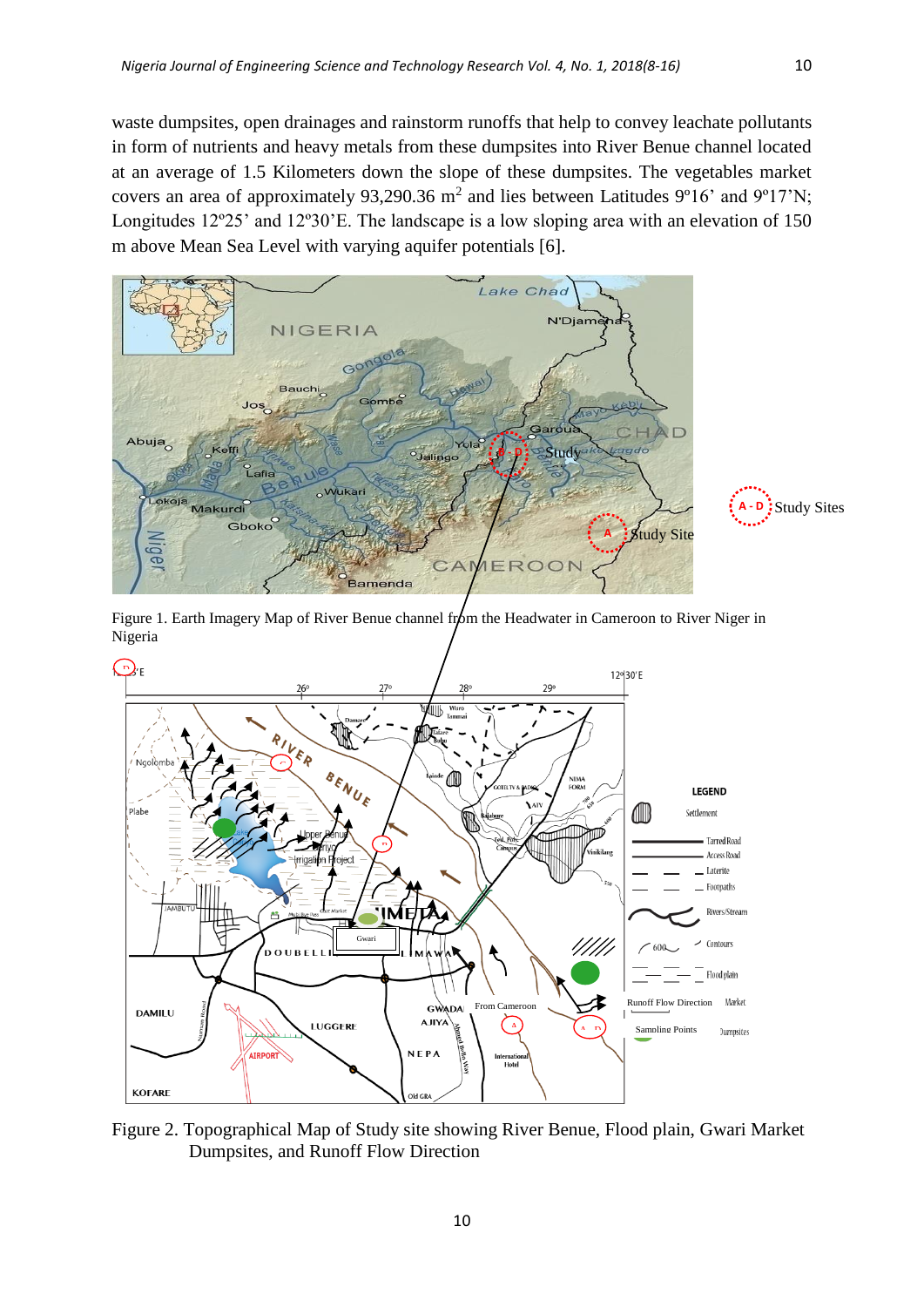waste dumpsites, open drainages and rainstorm runoffs that help to convey leachate pollutants in form of nutrients and heavy metals from these dumpsites into River Benue channel located at an average of 1.5 Kilometers down the slope of these dumpsites. The vegetables market covers an area of approximately 93,290.36 m$^2$ and lies between Latitudes 9º16' and 9º17'N; Longitudes 12º25' and 12º30'E. The landscape is a low sloping area with an elevation of 150 m above Mean Sea Level with varying aquifer potentials [6].

Figure 1. Earth Imagery Map of River Benue channel from the Headwater in Cameroon to River Niger in Nigeria

Figure 2. Topographical Map of Study site showing River Benue, Flood plain, Gwari Market Dumpsites, and Runoff Flow Direction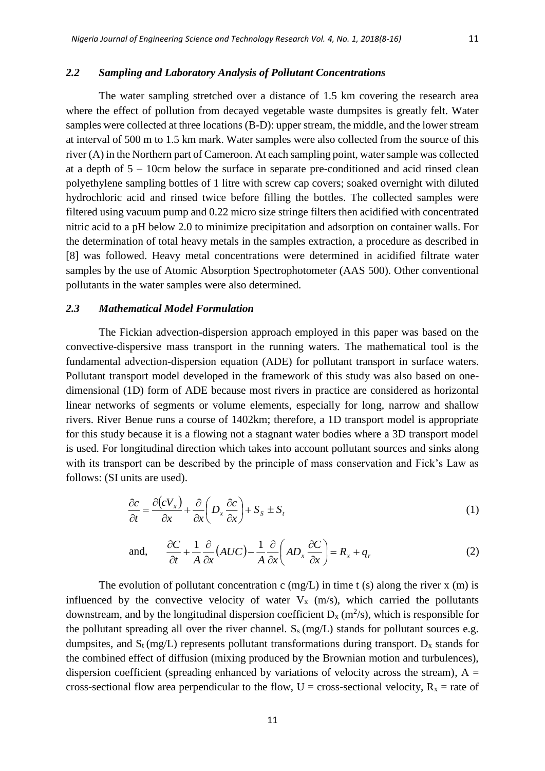### 2.2 *Sampling and Laboratory Analysis of Pollutant Concentrations*

The water sampling stretched over a distance of 1.5 km covering the research area where the effect of pollution from decayed vegetable waste dumpsites is greatly felt. Water samples were collected at three locations (B-D): upper stream, the middle, and the lower stream at interval of 500 m to 1.5 km mark. Water samples were also collected from the source of this river (A) in the Northern part of Cameroon. At each sampling point, water sample was collected at a depth of 5 – 10cm below the surface in separate pre-conditioned and acid rinsed clean polyethylene sampling bottles of 1 litre with screw cap covers; soaked overnight with diluted hydrochloric acid and rinsed twice before filling the bottles. The collected samples were filtered using vacuum pump and 0.22 micro size stringe filters then acidified with concentrated nitric acid to a pH below 2.0 to minimize precipitation and adsorption on container walls. For the determination of total heavy metals in the samples extraction, a procedure as described in [8] was followed. Heavy metal concentrations were determined in acidified filtrate water samples by the use of Atomic Absorption Spectrophotometer (AAS 500). Other conventional pollutants in the water samples were also determined.

### 2.3 *Mathematical Model Formulation*

The Fickian advection-dispersion approach employed in this paper was based on the convective-dispersive mass transport in the running waters. The mathematical tool is the fundamental advection-dispersion equation (ADE) for pollutant transport in surface waters. Pollutant transport model developed in the framework of this study was also based on one-dimensional (1D) form of ADE because most rivers in practice are considered as horizontal linear networks of segments or volume elements, especially for long, narrow and shallow rivers. River Benue runs a course of 1402km; therefore, a 1D transport model is appropriate for this study because it is a flowing not a stagnant water bodies where a 3D transport model is used. For longitudinal direction which takes into account pollutant sources and sinks along with its transport can be described by the principle of mass conservation and Fick's Law as follows: (SI units are used).

$$\frac{\partial c}{\partial t} = \frac{\partial (cV_x)}{\partial x} + \frac{\partial}{\partial x}\left( D_x \frac{\partial c}{\partial x} \right) + S_S \pm S_t \tag{1}$$

and, $$\frac{\partial C}{\partial t} + \frac{1}{A}\frac{\partial}{\partial x}(AUC) - \frac{1}{A}\frac{\partial}{\partial x}\left( AD_x \frac{\partial C}{\partial x} \right) = R_x + q_r \tag{2}$$

The evolution of pollutant concentration c (mg/L) in time t (s) along the river x (m) is influenced by the convective velocity of water $V_x$ (m/s), which carried the pollutants downstream, and by the longitudinal dispersion coefficient $D_x$ ($m^2$/s), which is responsible for the pollutant spreading all over the river channel. $S_s$ (mg/L) stands for pollutant sources e.g. dumpsites, and $S_t$ (mg/L) represents pollutant transformations during transport. $D_x$ stands for the combined effect of diffusion (mixing produced by the Brownian motion and turbulences), dispersion coefficient (spreading enhanced by variations of velocity across the stream), A = cross-sectional flow area perpendicular to the flow, U = cross-sectional velocity, $R_x$ = rate of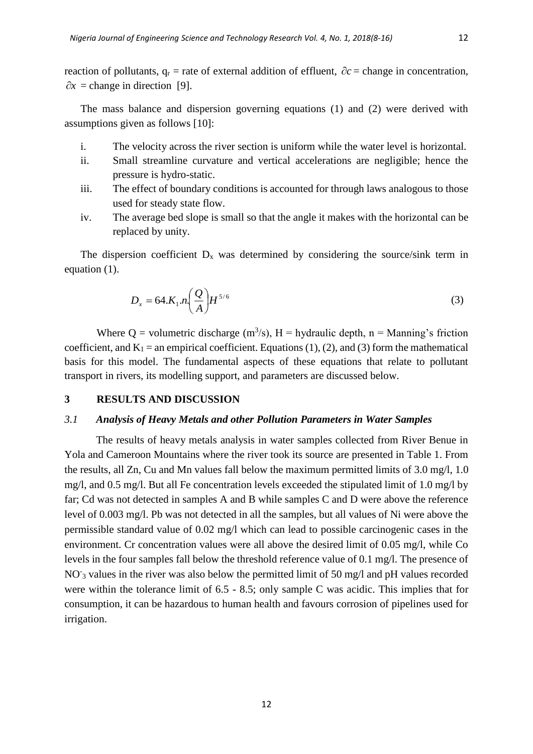reaction of pollutants, $q_r$ = rate of external addition of effluent, $\partial c$ = change in concentration, $\partial x$ = change in direction [9].

The mass balance and dispersion governing equations (1) and (2) were derived with assumptions given as follows [10]:

i. The velocity across the river section is uniform while the water level is horizontal.
ii. Small streamline curvature and vertical accelerations are negligible; hence the pressure is hydro-static.
iii. The effect of boundary conditions is accounted for through laws analogous to those used for steady state flow.
iv. The average bed slope is small so that the angle it makes with the horizontal can be replaced by unity.

The dispersion coefficient $D_x$ was determined by considering the source/sink term in equation (1).

$$D_x = 64.K_1.n.\left(\frac{Q}{A}\right)H^{5/6} \tag{3}$$

Where Q = volumetric discharge ($m^3/s$), H = hydraulic depth, n = Manning's friction coefficient, and $K_1$ = an empirical coefficient. Equations (1), (2), and (3) form the mathematical basis for this model. The fundamental aspects of these equations that relate to pollutant transport in rivers, its modelling support, and parameters are discussed below.

## 3 RESULTS AND DISCUSSION

### *3.1 Analysis of Heavy Metals and other Pollution Parameters in Water Samples*

The results of heavy metals analysis in water samples collected from River Benue in Yola and Cameroon Mountains where the river took its source are presented in Table 1. From the results, all Zn, Cu and Mn values fall below the maximum permitted limits of 3.0 mg/l, 1.0 mg/l, and 0.5 mg/l. But all Fe concentration levels exceeded the stipulated limit of 1.0 mg/l by far; Cd was not detected in samples A and B while samples C and D were above the reference level of 0.003 mg/l. Pb was not detected in all the samples, but all values of Ni were above the permissible standard value of 0.02 mg/l which can lead to possible carcinogenic cases in the environment. Cr concentration values were all above the desired limit of 0.05 mg/l, while Co levels in the four samples fall below the threshold reference value of 0.1 mg/l. The presence of $NO^-_3$ values in the river was also below the permitted limit of 50 mg/l and pH values recorded were within the tolerance limit of 6.5 - 8.5; only sample C was acidic. This implies that for consumption, it can be hazardous to human health and favours corrosion of pipelines used for irrigation.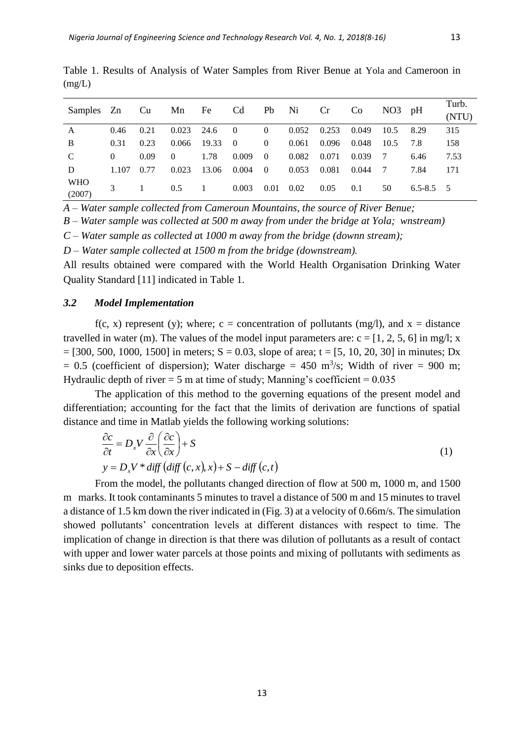Table 1. Results of Analysis of Water Samples from River Benue at Yola and Cameroon in (mg/L)

| Samples | Zn | Cu | Mn | Fe | Cd | Pb | Ni | Cr | Co | NO3 | pH | Turb. (NTU) |
|---|---|---|---|---|---|---|---|---|---|---|---|---|
| A | 0.46 | 0.21 | 0.023 | 24.6 | 0 | 0 | 0.052 | 0.253 | 0.049 | 10.5 | 8.29 | 315 |
| B | 0.31 | 0.23 | 0.066 | 19.33 | 0 | 0 | 0.061 | 0.096 | 0.048 | 10.5 | 7.8 | 158 |
| C | 0 | 0.09 | 0 | 1.78 | 0.009 | 0 | 0.082 | 0.071 | 0.039 | 7 | 6.46 | 7.53 |
| D | 1.107 | 0.77 | 0.023 | 13.06 | 0.004 | 0 | 0.053 | 0.081 | 0.044 | 7 | 7.84 | 171 |
| WHO (2007) | 3 | 1 | 0.5 | 1 | 0.003 | 0.01 | 0.02 | 0.05 | 0.1 | 50 | 6.5-8.5 | 5 |

*A – Water sample collected from Cameroun Mountains, the source of River Benue;*

*B – Water sample was collected at 500 m away from under the bridge at Yola; wnstream)*

*C – Water sample as collected at 1000 m away from the bridge (downn stream);*

*D – Water sample collected at 1500 m from the bridge (downstream).*

All results obtained were compared with the World Health Organisation Drinking Water Quality Standard [11] indicated in Table 1.

### *3.2 Model Implementation*

f(c, x) represent (y); where; c = concentration of pollutants (mg/l), and x = distance travelled in water (m). The values of the model input parameters are: c = [1, 2, 5, 6] in mg/l; x = [300, 500, 1000, 1500] in meters; S = 0.03, slope of area; t = [5, 10, 20, 30] in minutes; Dx = 0.5 (coefficient of dispersion); Water discharge = 450 $m^3/s$; Width of river = 900 m; Hydraulic depth of river = 5 m at time of study; Manning's coefficient = 0.035

The application of this method to the governing equations of the present model and differentiation; accounting for the fact that the limits of derivation are functions of spatial distance and time in Matlab yields the following working solutions:

$$\frac{\partial c}{\partial t} = D_x V \frac{\partial}{\partial x}\left(\frac{\partial c}{\partial x}\right) + S$$
$$y = D_x V * diff\left(diff\left(c, x\right), x\right) + S - diff\left(c, t\right) \tag{1}$$

From the model, the pollutants changed direction of flow at 500 m, 1000 m, and 1500 m marks. It took contaminants 5 minutes to travel a distance of 500 m and 15 minutes to travel a distance of 1.5 km down the river indicated in (Fig. 3) at a velocity of 0.66m/s. The simulation showed pollutants' concentration levels at different distances with respect to time. The implication of change in direction is that there was dilution of pollutants as a result of contact with upper and lower water parcels at those points and mixing of pollutants with sediments as sinks due to deposition effects.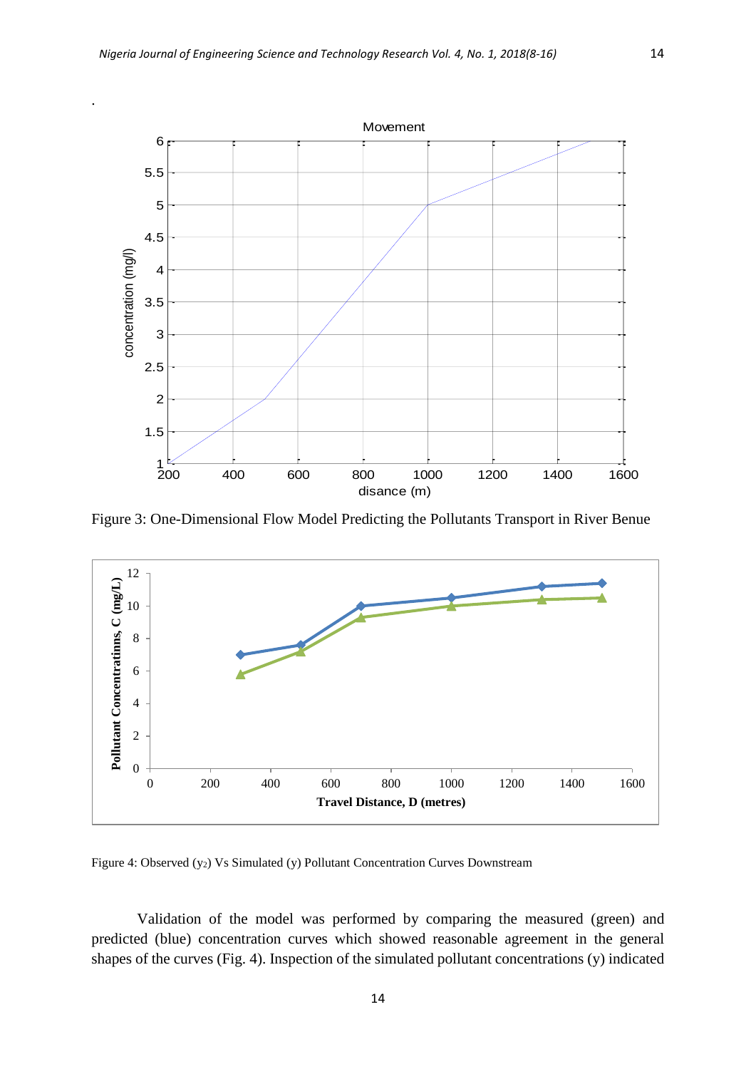Figure 3: One-Dimensional Flow Model Predicting the Pollutants Transport in River Benue

Figure 4: Observed ($y_2$) Vs Simulated (y) Pollutant Concentration Curves Downstream

Validation of the model was performed by comparing the measured (green) and predicted (blue) concentration curves which showed reasonable agreement in the general shapes of the curves (Fig. 4). Inspection of the simulated pollutant concentrations (y) indicated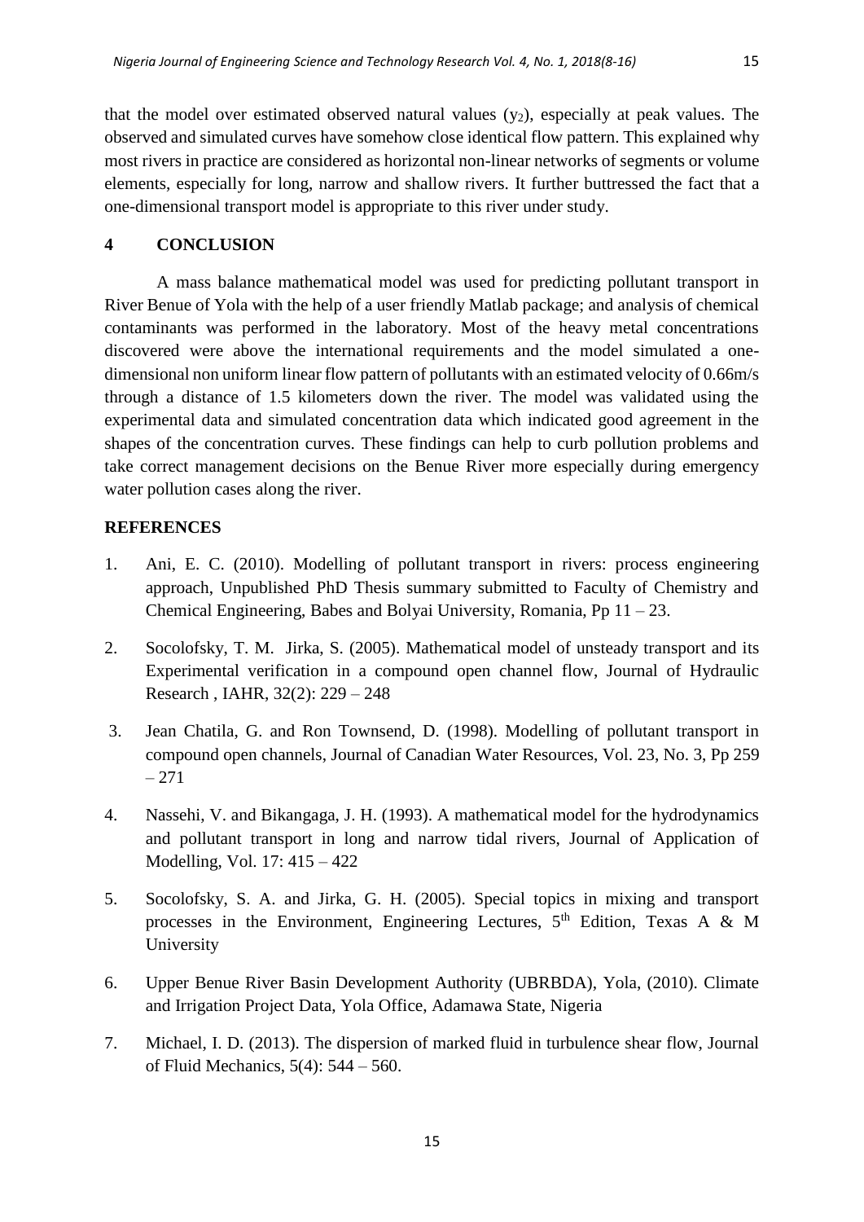that the model over estimated observed natural values ($y_2$), especially at peak values. The observed and simulated curves have somehow close identical flow pattern. This explained why most rivers in practice are considered as horizontal non-linear networks of segments or volume elements, especially for long, narrow and shallow rivers. It further buttressed the fact that a one-dimensional transport model is appropriate to this river under study.

## 4 CONCLUSION

A mass balance mathematical model was used for predicting pollutant transport in River Benue of Yola with the help of a user friendly Matlab package; and analysis of chemical contaminants was performed in the laboratory. Most of the heavy metal concentrations discovered were above the international requirements and the model simulated a one-dimensional non uniform linear flow pattern of pollutants with an estimated velocity of 0.66m/s through a distance of 1.5 kilometers down the river. The model was validated using the experimental data and simulated concentration data which indicated good agreement in the shapes of the concentration curves. These findings can help to curb pollution problems and take correct management decisions on the Benue River more especially during emergency water pollution cases along the river.

## REFERENCES

1. Ani, E. C. (2010). Modelling of pollutant transport in rivers: process engineering approach, Unpublished PhD Thesis summary submitted to Faculty of Chemistry and Chemical Engineering, Babes and Bolyai University, Romania, Pp 11 – 23.
2. Socolofsky, T. M. Jirka, S. (2005). Mathematical model of unsteady transport and its Experimental verification in a compound open channel flow, Journal of Hydraulic Research , IAHR, 32(2): 229 – 248
3. Jean Chatila, G. and Ron Townsend, D. (1998). Modelling of pollutant transport in compound open channels, Journal of Canadian Water Resources, Vol. 23, No. 3, Pp 259 – 271
4. Nassehi, V. and Bikangaga, J. H. (1993). A mathematical model for the hydrodynamics and pollutant transport in long and narrow tidal rivers, Journal of Application of Modelling, Vol. 17: 415 – 422
5. Socolofsky, S. A. and Jirka, G. H. (2005). Special topics in mixing and transport processes in the Environment, Engineering Lectures, 5th Edition, Texas A & M University
6. Upper Benue River Basin Development Authority (UBRBDA), Yola, (2010). Climate and Irrigation Project Data, Yola Office, Adamawa State, Nigeria
7. Michael, I. D. (2013). The dispersion of marked fluid in turbulence shear flow, Journal of Fluid Mechanics, 5(4): 544 – 560.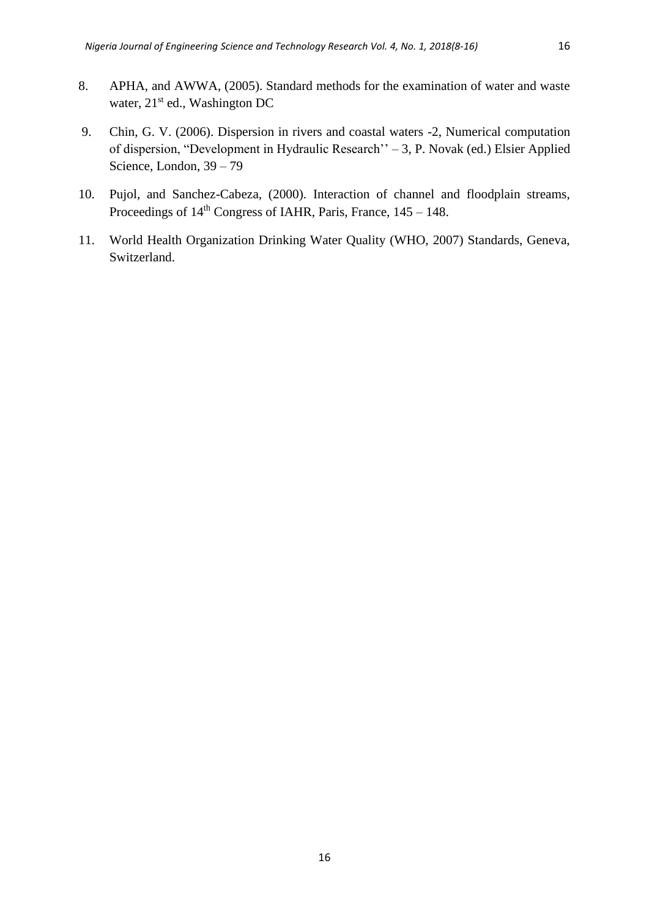8. APHA, and AWWA, (2005). Standard methods for the examination of water and waste water, 21st ed., Washington DC

9. Chin, G. V. (2006). Dispersion in rivers and coastal waters -2, Numerical computation of dispersion, "Development in Hydraulic Research'' – 3, P. Novak (ed.) Elsier Applied Science, London, 39 – 79

10. Pujol, and Sanchez-Cabeza, (2000). Interaction of channel and floodplain streams, Proceedings of 14th Congress of IAHR, Paris, France, 145 – 148.

11. World Health Organization Drinking Water Quality (WHO, 2007) Standards, Geneva, Switzerland.